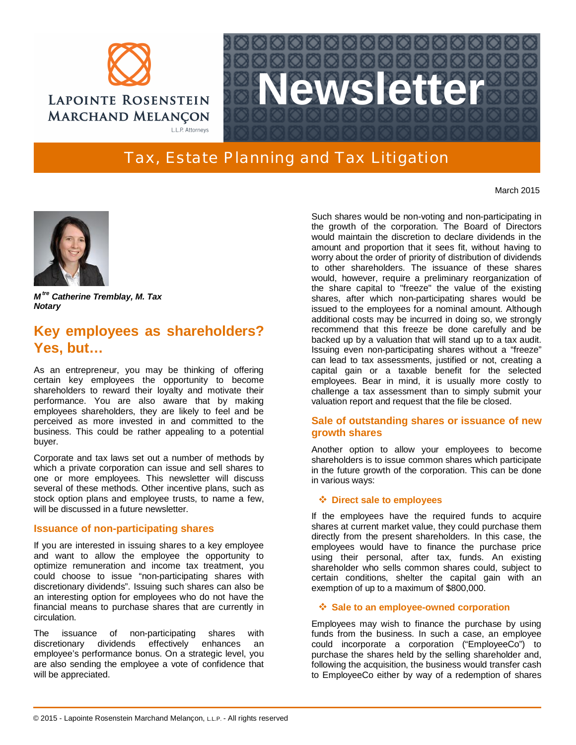Lapointe Rosenstein Marchand Melançon L.L.P. Attorneys

# Newsletter

## Tax, Estate Planning and Tax Litigation

March 2015

***M[tre] Catherine Tremblay, M. Tax***
***Notary***

## Key employees as shareholders? Yes, but…

As an entrepreneur, you may be thinking of offering certain key employees the opportunity to become shareholders to reward their loyalty and motivate their performance. You are also aware that by making employees shareholders, they are likely to feel and be perceived as more invested in and committed to the business. This could be rather appealing to a potential buyer.

Corporate and tax laws set out a number of methods by which a private corporation can issue and sell shares to one or more employees. This newsletter will discuss several of these methods. Other incentive plans, such as stock option plans and employee trusts, to name a few, will be discussed in a future newsletter.

### Issuance of non-participating shares

If you are interested in issuing shares to a key employee and want to allow the employee the opportunity to optimize remuneration and income tax treatment, you could choose to issue "non-participating shares with discretionary dividends". Issuing such shares can also be an interesting option for employees who do not have the financial means to purchase shares that are currently in circulation.

The issuance of non-participating shares with discretionary dividends effectively enhances an employee's performance bonus. On a strategic level, you are also sending the employee a vote of confidence that will be appreciated.

Such shares would be non-voting and non-participating in the growth of the corporation. The Board of Directors would maintain the discretion to declare dividends in the amount and proportion that it sees fit, without having to worry about the order of priority of distribution of dividends to other shareholders. The issuance of these shares would, however, require a preliminary reorganization of the share capital to "freeze" the value of the existing shares, after which non-participating shares would be issued to the employees for a nominal amount. Although additional costs may be incurred in doing so, we strongly recommend that this freeze be done carefully and be backed up by a valuation that will stand up to a tax audit. Issuing even non-participating shares without a "freeze" can lead to tax assessments, justified or not, creating a capital gain or a taxable benefit for the selected employees. Bear in mind, it is usually more costly to challenge a tax assessment than to simply submit your valuation report and request that the file be closed.

### Sale of outstanding shares or issuance of new growth shares

Another option to allow your employees to become shareholders is to issue common shares which participate in the future growth of the corporation. This can be done in various ways:

#### ❖ Direct sale to employees

If the employees have the required funds to acquire shares at current market value, they could purchase them directly from the present shareholders. In this case, the employees would have to finance the purchase price using their personal, after tax, funds. An existing shareholder who sells common shares could, subject to certain conditions, shelter the capital gain with an exemption of up to a maximum of $800,000.

#### ❖ Sale to an employee-owned corporation

Employees may wish to finance the purchase by using funds from the business. In such a case, an employee could incorporate a corporation ("EmployeeCo") to purchase the shares held by the selling shareholder and, following the acquisition, the business would transfer cash to EmployeeCo either by way of a redemption of shares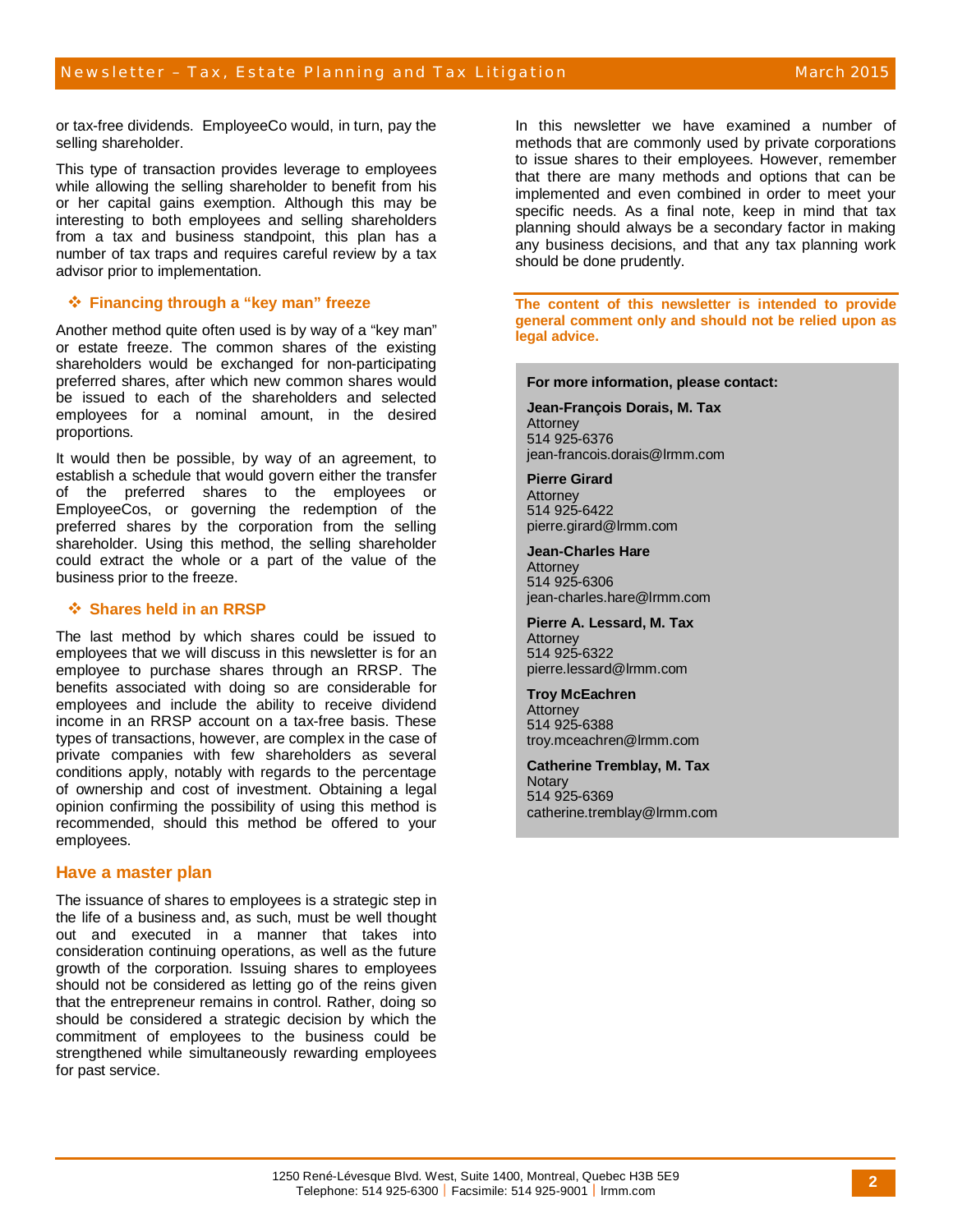or tax-free dividends. EmployeeCo would, in turn, pay the selling shareholder.

This type of transaction provides leverage to employees while allowing the selling shareholder to benefit from his or her capital gains exemption. Although this may be interesting to both employees and selling shareholders from a tax and business standpoint, this plan has a number of tax traps and requires careful review by a tax advisor prior to implementation.

### ❖ Financing through a "key man" freeze

Another method quite often used is by way of a "key man" or estate freeze. The common shares of the existing shareholders would be exchanged for non-participating preferred shares, after which new common shares would be issued to each of the shareholders and selected employees for a nominal amount, in the desired proportions.

It would then be possible, by way of an agreement, to establish a schedule that would govern either the transfer of the preferred shares to the employees or EmployeeCos, or governing the redemption of the preferred shares by the corporation from the selling shareholder. Using this method, the selling shareholder could extract the whole or a part of the value of the business prior to the freeze.

### ❖ Shares held in an RRSP

The last method by which shares could be issued to employees that we will discuss in this newsletter is for an employee to purchase shares through an RRSP. The benefits associated with doing so are considerable for employees and include the ability to receive dividend income in an RRSP account on a tax-free basis. These types of transactions, however, are complex in the case of private companies with few shareholders as several conditions apply, notably with regards to the percentage of ownership and cost of investment. Obtaining a legal opinion confirming the possibility of using this method is recommended, should this method be offered to your employees.

## Have a master plan

The issuance of shares to employees is a strategic step in the life of a business and, as such, must be well thought out and executed in a manner that takes into consideration continuing operations, as well as the future growth of the corporation. Issuing shares to employees should not be considered as letting go of the reins given that the entrepreneur remains in control. Rather, doing so should be considered a strategic decision by which the commitment of employees to the business could be strengthened while simultaneously rewarding employees for past service.

In this newsletter we have examined a number of methods that are commonly used by private corporations to issue shares to their employees. However, remember that there are many methods and options that can be implemented and even combined in order to meet your specific needs. As a final note, keep in mind that tax planning should always be a secondary factor in making any business decisions, and that any tax planning work should be done prudently.

**The content of this newsletter is intended to provide general comment only and should not be relied upon as legal advice.**

**For more information, please contact:**

**Jean-François Dorais, M. Tax**
Attorney
514 925-6376
jean-francois.dorais@lrmm.com

**Pierre Girard**
Attorney
514 925-6422
pierre.girard@lrmm.com

**Jean-Charles Hare**
Attorney
514 925-6306
jean-charles.hare@lrmm.com

**Pierre A. Lessard, M. Tax**
Attorney
514 925-6322
pierre.lessard@lrmm.com

**Troy McEachren**
Attorney
514 925-6388
troy.mceachren@lrmm.com

**Catherine Tremblay, M. Tax**
Notary
514 925-6369
catherine.tremblay@lrmm.com

1250 René-Lévesque Blvd. West, Suite 1400, Montreal, Quebec H3B 5E9
Telephone: 514 925-6300 | Facsimile: 514 925-9001 | lrmm.com